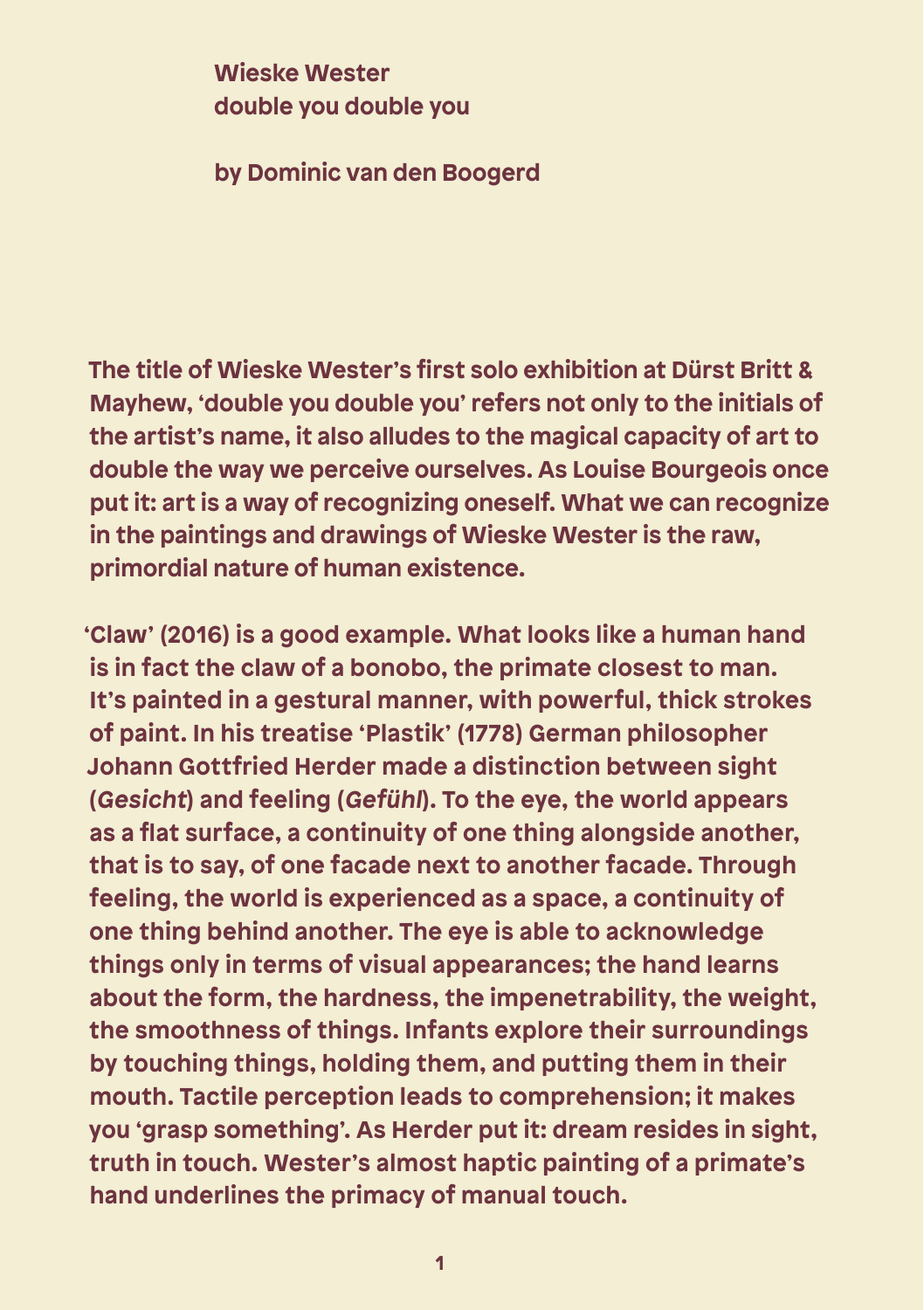**Wieske Wester**
**double you double you**

**by Dominic van den Boogerd**

The title of Wieske Wester's first solo exhibition at Dürst Britt & Mayhew, 'double you double you' refers not only to the initials of the artist's name, it also alludes to the magical capacity of art to double the way we perceive ourselves. As Louise Bourgeois once put it: art is a way of recognizing oneself. What we can recognize in the paintings and drawings of Wieske Wester is the raw, primordial nature of human existence.

'Claw' (2016) is a good example. What looks like a human hand is in fact the claw of a bonobo, the primate closest to man. It's painted in a gestural manner, with powerful, thick strokes of paint. In his treatise 'Plastik' (1778) German philosopher Johann Gottfried Herder made a distinction between sight (*Gesicht*) and feeling (*Gefühl*). To the eye, the world appears as a flat surface, a continuity of one thing alongside another, that is to say, of one facade next to another facade. Through feeling, the world is experienced as a space, a continuity of one thing behind another. The eye is able to acknowledge things only in terms of visual appearances; the hand learns about the form, the hardness, the impenetrability, the weight, the smoothness of things. Infants explore their surroundings by touching things, holding them, and putting them in their mouth. Tactile perception leads to comprehension; it makes you 'grasp something'. As Herder put it: dream resides in sight, truth in touch. Wester's almost haptic painting of a primate's hand underlines the primacy of manual touch.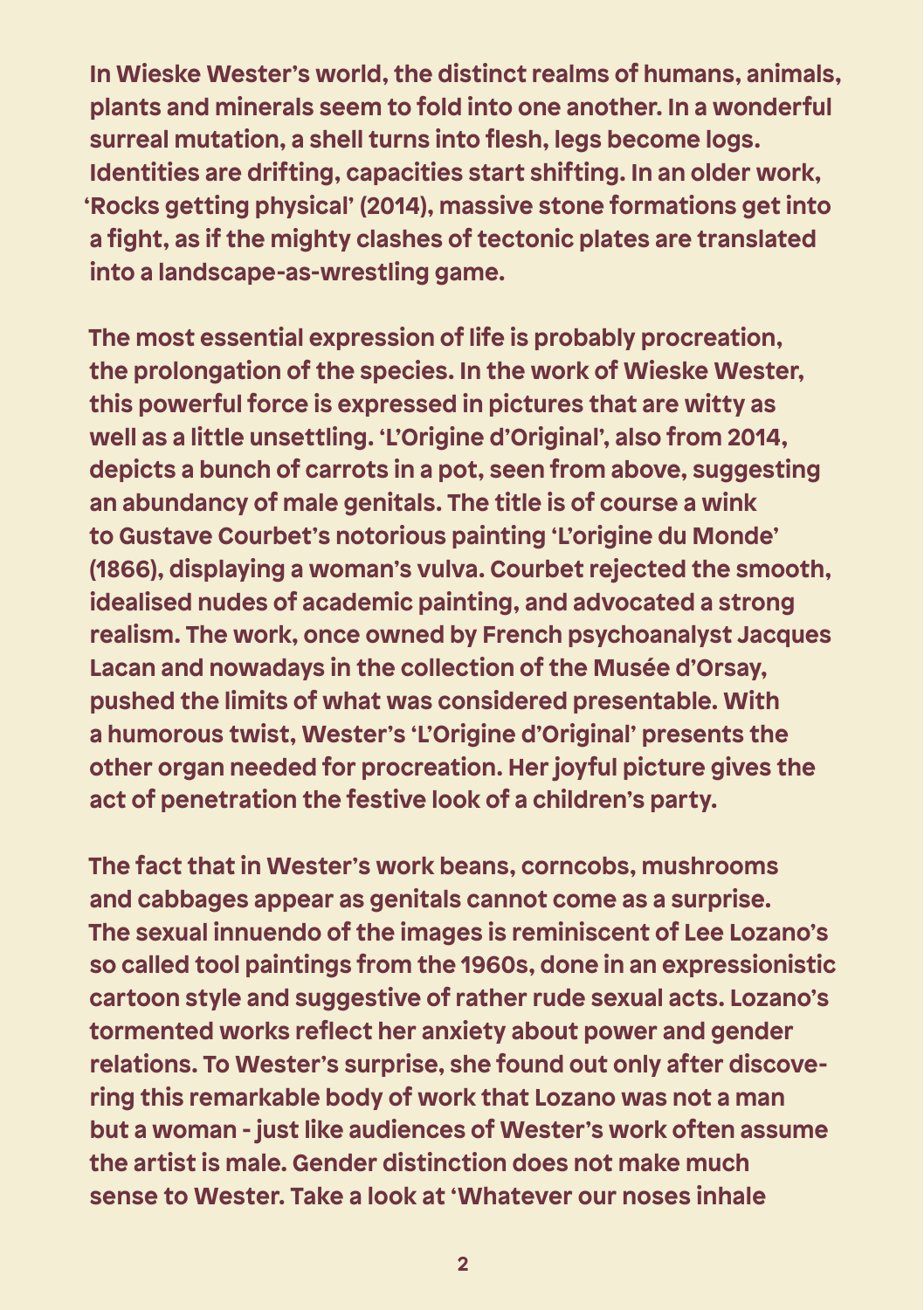In Wieske Wester's world, the distinct realms of humans, animals, plants and minerals seem to fold into one another. In a wonderful surreal mutation, a shell turns into flesh, legs become logs. Identities are drifting, capacities start shifting. In an older work, 'Rocks getting physical' (2014), massive stone formations get into a fight, as if the mighty clashes of tectonic plates are translated into a landscape-as-wrestling game.

The most essential expression of life is probably procreation, the prolongation of the species. In the work of Wieske Wester, this powerful force is expressed in pictures that are witty as well as a little unsettling. 'L'Origine d'Original', also from 2014, depicts a bunch of carrots in a pot, seen from above, suggesting an abundancy of male genitals. The title is of course a wink to Gustave Courbet's notorious painting 'L'origine du Monde' (1866), displaying a woman's vulva. Courbet rejected the smooth, idealised nudes of academic painting, and advocated a strong realism. The work, once owned by French psychoanalyst Jacques Lacan and nowadays in the collection of the Musée d'Orsay, pushed the limits of what was considered presentable. With a humorous twist, Wester's 'L'Origine d'Original' presents the other organ needed for procreation. Her joyful picture gives the act of penetration the festive look of a children's party.

The fact that in Wester's work beans, corncobs, mushrooms and cabbages appear as genitals cannot come as a surprise. The sexual innuendo of the images is reminiscent of Lee Lozano's so called tool paintings from the 1960s, done in an expressionistic cartoon style and suggestive of rather rude sexual acts. Lozano's tormented works reflect her anxiety about power and gender relations. To Wester's surprise, she found out only after discovering this remarkable body of work that Lozano was not a man but a woman - just like audiences of Wester's work often assume the artist is male. Gender distinction does not make much sense to Wester. Take a look at 'Whatever our noses inhale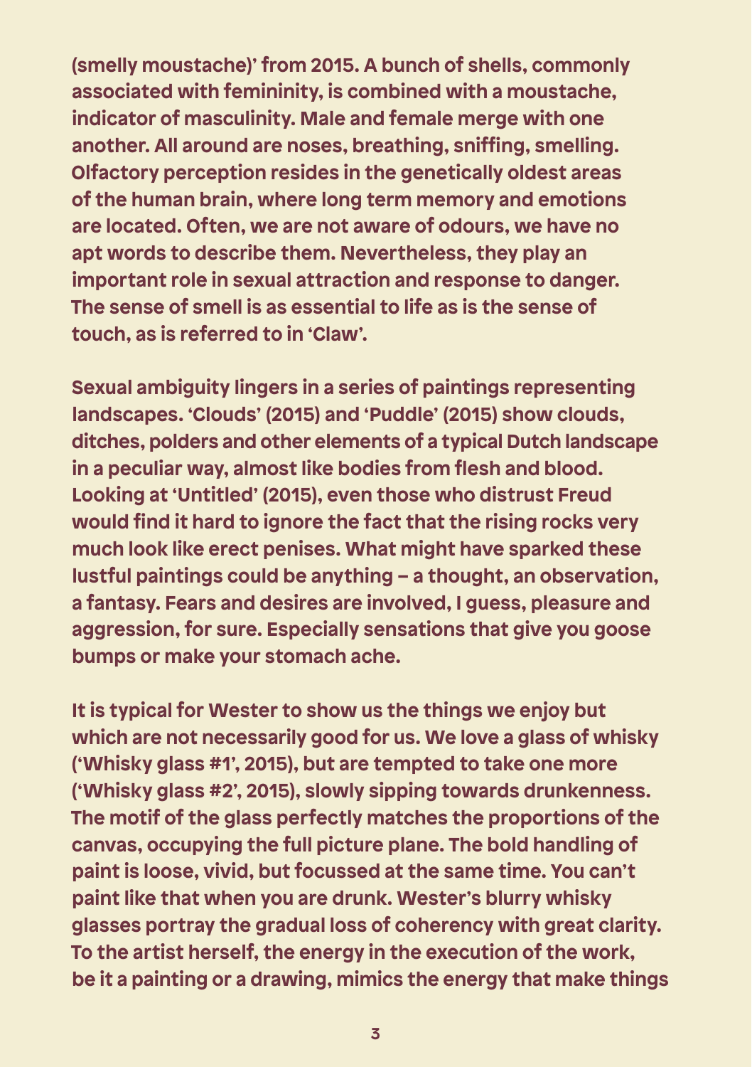(smelly moustache)' from 2015. A bunch of shells, commonly associated with femininity, is combined with a moustache, indicator of masculinity. Male and female merge with one another. All around are noses, breathing, sniffing, smelling. Olfactory perception resides in the genetically oldest areas of the human brain, where long term memory and emotions are located. Often, we are not aware of odours, we have no apt words to describe them. Nevertheless, they play an important role in sexual attraction and response to danger. The sense of smell is as essential to life as is the sense of touch, as is referred to in 'Claw'.

Sexual ambiguity lingers in a series of paintings representing landscapes. 'Clouds' (2015) and 'Puddle' (2015) show clouds, ditches, polders and other elements of a typical Dutch landscape in a peculiar way, almost like bodies from flesh and blood. Looking at 'Untitled' (2015), even those who distrust Freud would find it hard to ignore the fact that the rising rocks very much look like erect penises. What might have sparked these lustful paintings could be anything – a thought, an observation, a fantasy. Fears and desires are involved, I guess, pleasure and aggression, for sure. Especially sensations that give you goose bumps or make your stomach ache.

It is typical for Wester to show us the things we enjoy but which are not necessarily good for us. We love a glass of whisky ('Whisky glass #1', 2015), but are tempted to take one more ('Whisky glass #2', 2015), slowly sipping towards drunkenness. The motif of the glass perfectly matches the proportions of the canvas, occupying the full picture plane. The bold handling of paint is loose, vivid, but focussed at the same time. You can't paint like that when you are drunk. Wester's blurry whisky glasses portray the gradual loss of coherency with great clarity. To the artist herself, the energy in the execution of the work, be it a painting or a drawing, mimics the energy that make things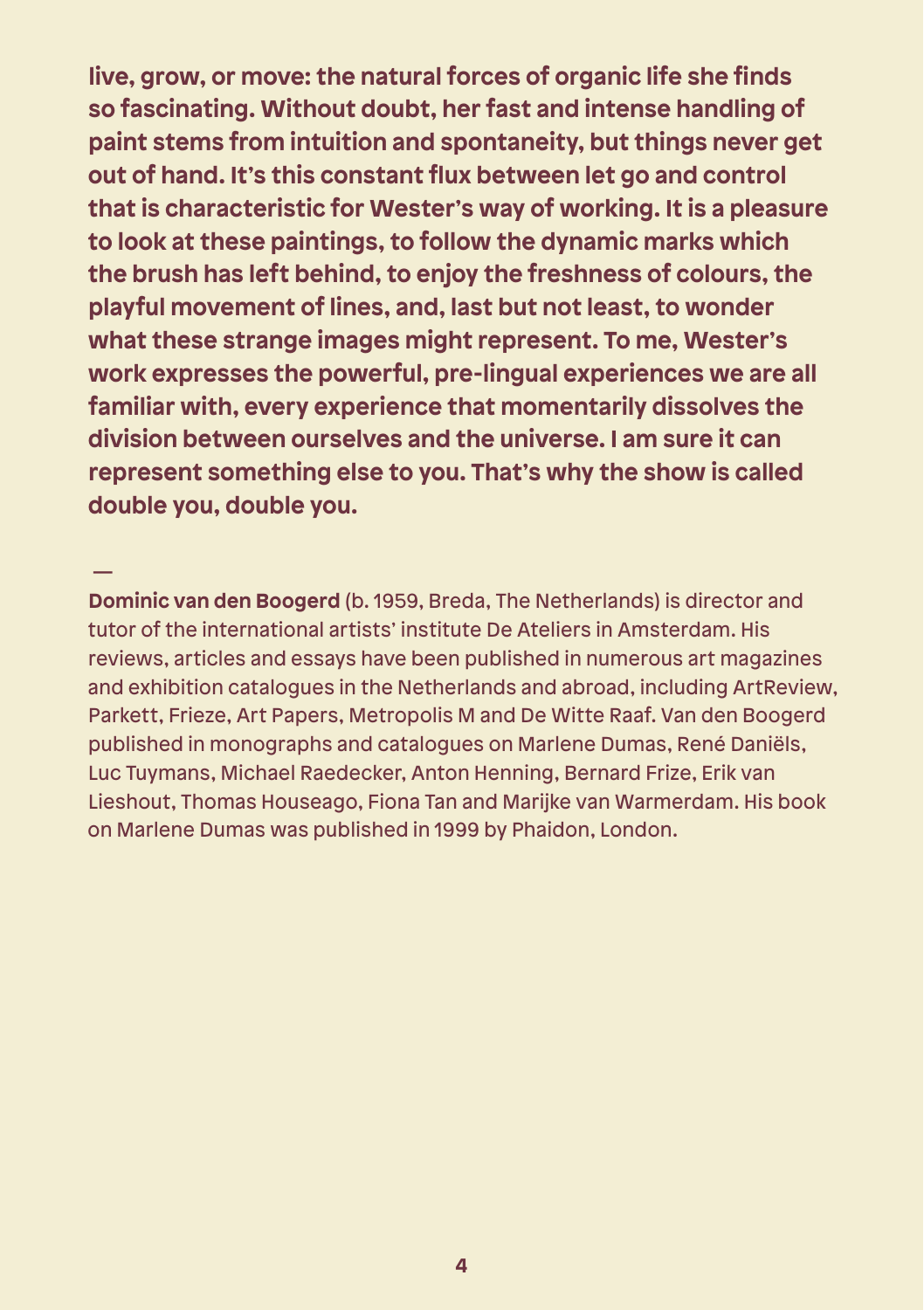**live, grow, or move: the natural forces of organic life she finds so fascinating. Without doubt, her fast and intense handling of paint stems from intuition and spontaneity, but things never get out of hand. It's this constant flux between let go and control that is characteristic for Wester's way of working. It is a pleasure to look at these paintings, to follow the dynamic marks which the brush has left behind, to enjoy the freshness of colours, the playful movement of lines, and, last but not least, to wonder what these strange images might represent. To me, Wester's work expresses the powerful, pre-lingual experiences we are all familiar with, every experience that momentarily dissolves the division between ourselves and the universe. I am sure it can represent something else to you. That's why the show is called double you, double you.**

—

**Dominic van den Boogerd** (b. 1959, Breda, The Netherlands) is director and tutor of the international artists' institute De Ateliers in Amsterdam. His reviews, articles and essays have been published in numerous art magazines and exhibition catalogues in the Netherlands and abroad, including ArtReview, Parkett, Frieze, Art Papers, Metropolis M and De Witte Raaf. Van den Boogerd published in monographs and catalogues on Marlene Dumas, René Daniëls, Luc Tuymans, Michael Raedecker, Anton Henning, Bernard Frize, Erik van Lieshout, Thomas Houseago, Fiona Tan and Marijke van Warmerdam. His book on Marlene Dumas was published in 1999 by Phaidon, London.